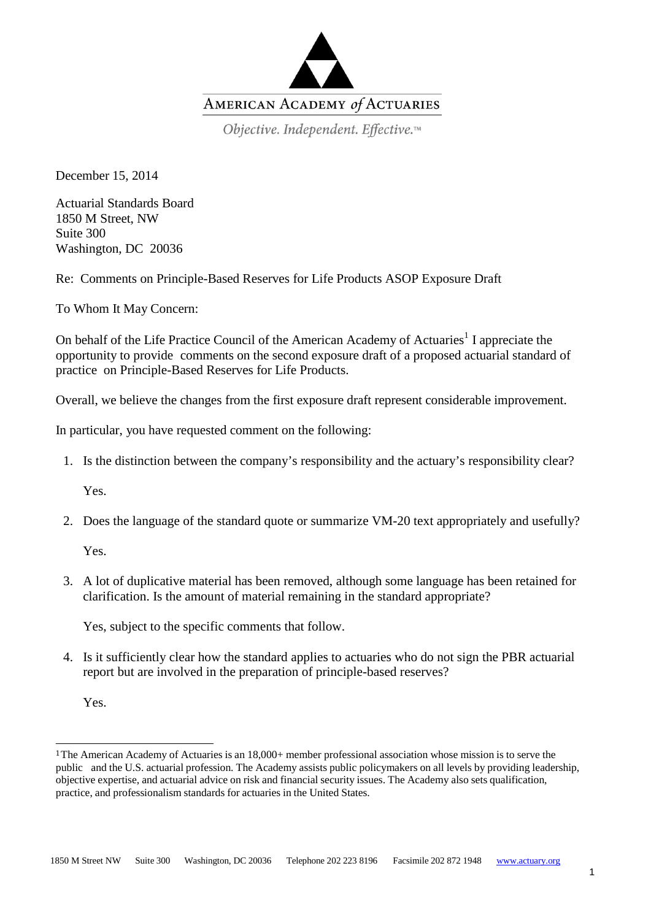AMERICAN ACADEMY *of* ACTUARIES

*Objective. Independent. Effective.™*

December 15, 2014

Actuarial Standards Board
1850 M Street, NW
Suite 300
Washington, DC 20036

Re: Comments on Principle-Based Reserves for Life Products ASOP Exposure Draft

To Whom It May Concern:

On behalf of the Life Practice Council of the American Academy of Actuaries[1] I appreciate the opportunity to provide comments on the second exposure draft of a proposed actuarial standard of practice on Principle-Based Reserves for Life Products.

Overall, we believe the changes from the first exposure draft represent considerable improvement.

In particular, you have requested comment on the following:

1. Is the distinction between the company's responsibility and the actuary's responsibility clear?

   Yes.

2. Does the language of the standard quote or summarize VM-20 text appropriately and usefully?

   Yes.

3. A lot of duplicative material has been removed, although some language has been retained for clarification. Is the amount of material remaining in the standard appropriate?

   Yes, subject to the specific comments that follow.

4. Is it sufficiently clear how the standard applies to actuaries who do not sign the PBR actuarial report but are involved in the preparation of principle-based reserves?

   Yes.

---

[1] The American Academy of Actuaries is an 18,000+ member professional association whose mission is to serve the public and the U.S. actuarial profession. The Academy assists public policymakers on all levels by providing leadership, objective expertise, and actuarial advice on risk and financial security issues. The Academy also sets qualification, practice, and professionalism standards for actuaries in the United States.

1850 M Street NW Suite 300 Washington, DC 20036 Telephone 202 223 8196 Facsimile 202 872 1948 www.actuary.org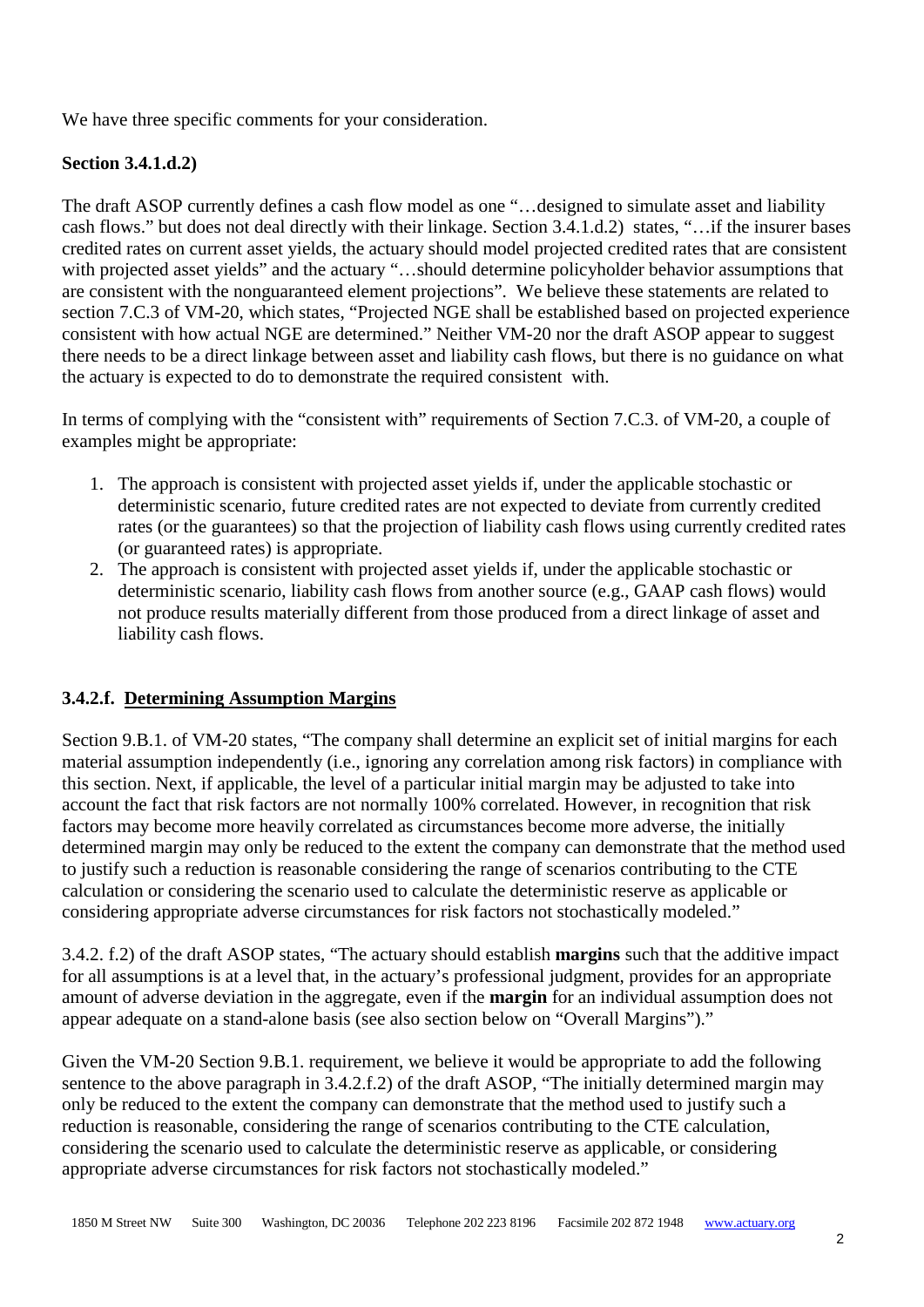We have three specific comments for your consideration.

**Section 3.4.1.d.2)**

The draft ASOP currently defines a cash flow model as one "…designed to simulate asset and liability cash flows." but does not deal directly with their linkage. Section 3.4.1.d.2) states, "…if the insurer bases credited rates on current asset yields, the actuary should model projected credited rates that are consistent with projected asset yields" and the actuary "…should determine policyholder behavior assumptions that are consistent with the nonguaranteed element projections". We believe these statements are related to section 7.C.3 of VM-20, which states, "Projected NGE shall be established based on projected experience consistent with how actual NGE are determined." Neither VM-20 nor the draft ASOP appear to suggest there needs to be a direct linkage between asset and liability cash flows, but there is no guidance on what the actuary is expected to do to demonstrate the required consistent with.

In terms of complying with the "consistent with" requirements of Section 7.C.3. of VM-20, a couple of examples might be appropriate:

1. The approach is consistent with projected asset yields if, under the applicable stochastic or deterministic scenario, future credited rates are not expected to deviate from currently credited rates (or the guarantees) so that the projection of liability cash flows using currently credited rates (or guaranteed rates) is appropriate.
2. The approach is consistent with projected asset yields if, under the applicable stochastic or deterministic scenario, liability cash flows from another source (e.g., GAAP cash flows) would not produce results materially different from those produced from a direct linkage of asset and liability cash flows.

**3.4.2.f. <u>Determining Assumption Margins</u>**

Section 9.B.1. of VM-20 states, "The company shall determine an explicit set of initial margins for each material assumption independently (i.e., ignoring any correlation among risk factors) in compliance with this section. Next, if applicable, the level of a particular initial margin may be adjusted to take into account the fact that risk factors are not normally 100% correlated. However, in recognition that risk factors may become more heavily correlated as circumstances become more adverse, the initially determined margin may only be reduced to the extent the company can demonstrate that the method used to justify such a reduction is reasonable considering the range of scenarios contributing to the CTE calculation or considering the scenario used to calculate the deterministic reserve as applicable or considering appropriate adverse circumstances for risk factors not stochastically modeled."

3.4.2. f.2) of the draft ASOP states, "The actuary should establish **margins** such that the additive impact for all assumptions is at a level that, in the actuary's professional judgment, provides for an appropriate amount of adverse deviation in the aggregate, even if the **margin** for an individual assumption does not appear adequate on a stand-alone basis (see also section below on "Overall Margins")."

Given the VM-20 Section 9.B.1. requirement, we believe it would be appropriate to add the following sentence to the above paragraph in 3.4.2.f.2) of the draft ASOP, "The initially determined margin may only be reduced to the extent the company can demonstrate that the method used to justify such a reduction is reasonable, considering the range of scenarios contributing to the CTE calculation, considering the scenario used to calculate the deterministic reserve as applicable, or considering appropriate adverse circumstances for risk factors not stochastically modeled."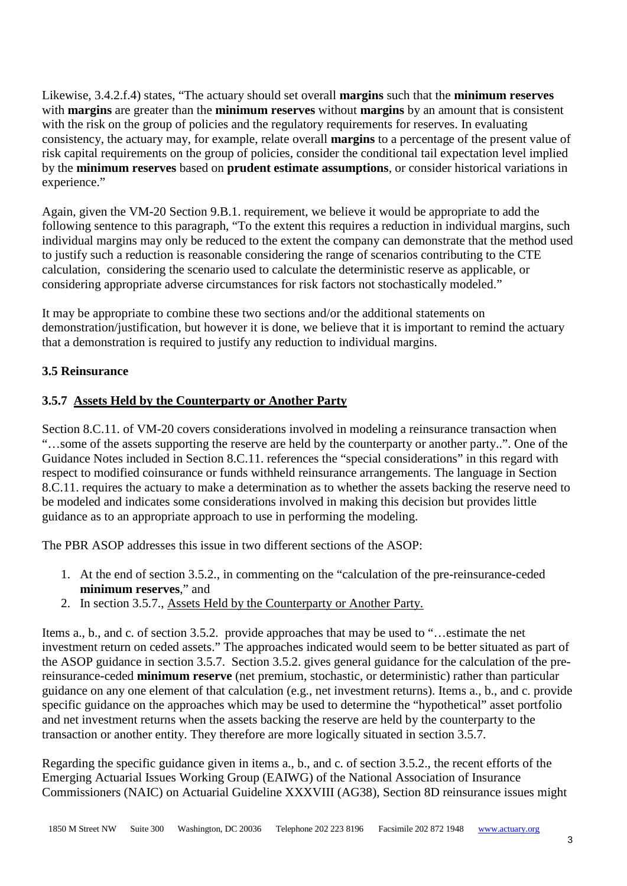Likewise, 3.4.2.f.4) states, "The actuary should set overall **margins** such that the **minimum reserves** with **margins** are greater than the **minimum reserves** without **margins** by an amount that is consistent with the risk on the group of policies and the regulatory requirements for reserves. In evaluating consistency, the actuary may, for example, relate overall **margins** to a percentage of the present value of risk capital requirements on the group of policies, consider the conditional tail expectation level implied by the **minimum reserves** based on **prudent estimate assumptions**, or consider historical variations in experience."

Again, given the VM-20 Section 9.B.1. requirement, we believe it would be appropriate to add the following sentence to this paragraph, "To the extent this requires a reduction in individual margins, such individual margins may only be reduced to the extent the company can demonstrate that the method used to justify such a reduction is reasonable considering the range of scenarios contributing to the CTE calculation, considering the scenario used to calculate the deterministic reserve as applicable, or considering appropriate adverse circumstances for risk factors not stochastically modeled."

It may be appropriate to combine these two sections and/or the additional statements on demonstration/justification, but however it is done, we believe that it is important to remind the actuary that a demonstration is required to justify any reduction to individual margins.

**3.5 Reinsurance**

**3.5.7 Assets Held by the Counterparty or Another Party**

Section 8.C.11. of VM-20 covers considerations involved in modeling a reinsurance transaction when "…some of the assets supporting the reserve are held by the counterparty or another party..". One of the Guidance Notes included in Section 8.C.11. references the "special considerations" in this regard with respect to modified coinsurance or funds withheld reinsurance arrangements. The language in Section 8.C.11. requires the actuary to make a determination as to whether the assets backing the reserve need to be modeled and indicates some considerations involved in making this decision but provides little guidance as to an appropriate approach to use in performing the modeling.

The PBR ASOP addresses this issue in two different sections of the ASOP:

1. At the end of section 3.5.2., in commenting on the "calculation of the pre-reinsurance-ceded **minimum reserves**," and
2. In section 3.5.7., Assets Held by the Counterparty or Another Party.

Items a., b., and c. of section 3.5.2. provide approaches that may be used to "…estimate the net investment return on ceded assets." The approaches indicated would seem to be better situated as part of the ASOP guidance in section 3.5.7. Section 3.5.2. gives general guidance for the calculation of the pre-reinsurance-ceded **minimum reserve** (net premium, stochastic, or deterministic) rather than particular guidance on any one element of that calculation (e.g., net investment returns). Items a., b., and c. provide specific guidance on the approaches which may be used to determine the "hypothetical" asset portfolio and net investment returns when the assets backing the reserve are held by the counterparty to the transaction or another entity. They therefore are more logically situated in section 3.5.7.

Regarding the specific guidance given in items a., b., and c. of section 3.5.2., the recent efforts of the Emerging Actuarial Issues Working Group (EAIWG) of the National Association of Insurance Commissioners (NAIC) on Actuarial Guideline XXXVIII (AG38), Section 8D reinsurance issues might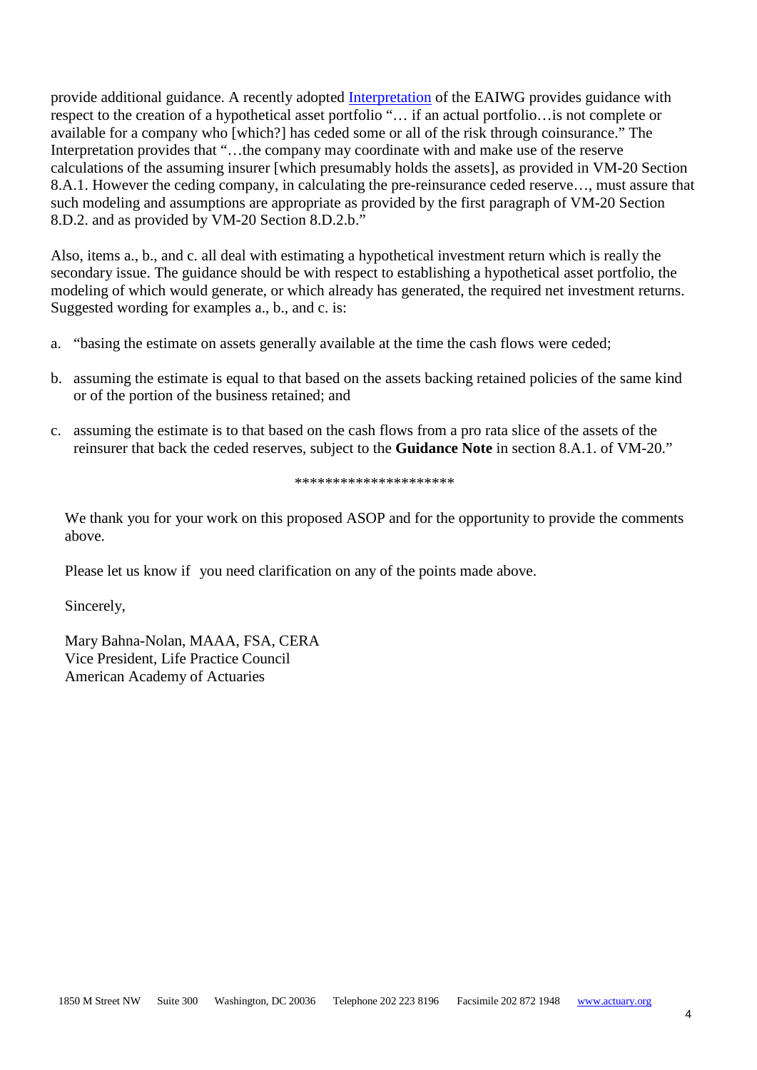provide additional guidance. A recently adopted Interpretation of the EAIWG provides guidance with respect to the creation of a hypothetical asset portfolio "… if an actual portfolio…is not complete or available for a company who [which?] has ceded some or all of the risk through coinsurance." The Interpretation provides that "…the company may coordinate with and make use of the reserve calculations of the assuming insurer [which presumably holds the assets], as provided in VM-20 Section 8.A.1. However the ceding company, in calculating the pre-reinsurance ceded reserve…, must assure that such modeling and assumptions are appropriate as provided by the first paragraph of VM-20 Section 8.D.2. and as provided by VM-20 Section 8.D.2.b."

Also, items a., b., and c. all deal with estimating a hypothetical investment return which is really the secondary issue. The guidance should be with respect to establishing a hypothetical asset portfolio, the modeling of which would generate, or which already has generated, the required net investment returns. Suggested wording for examples a., b., and c. is:

a. "basing the estimate on assets generally available at the time the cash flows were ceded;

b. assuming the estimate is equal to that based on the assets backing retained policies of the same kind or of the portion of the business retained; and

c. assuming the estimate is to that based on the cash flows from a pro rata slice of the assets of the reinsurer that back the ceded reserves, subject to the **Guidance Note** in section 8.A.1. of VM-20."

*********************

We thank you for your work on this proposed ASOP and for the opportunity to provide the comments above.

Please let us know if you need clarification on any of the points made above.

Sincerely,

Mary Bahna-Nolan, MAAA, FSA, CERA
Vice President, Life Practice Council
American Academy of Actuaries